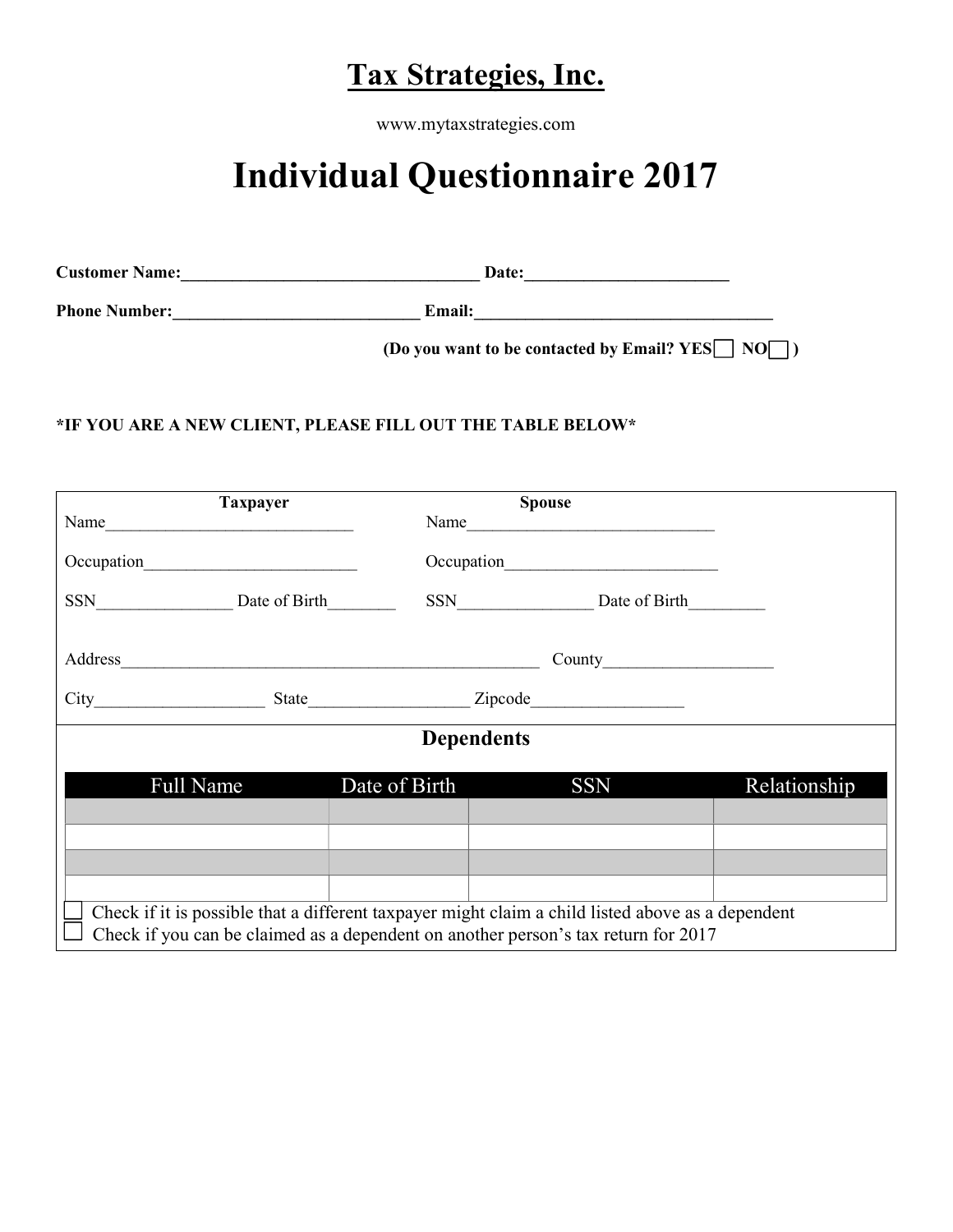# Tax Strategies, Inc.

www.mytaxstrategies.com

# Individual Questionnaire 2017

**Customer Name:**___________________________________ **Date:**________________________

**Phone Number:**_____________________________ **Email:**___________________________________

**(Do you want to be contacted by Email? YES☐ NO☐ )**

**\*IF YOU ARE A NEW CLIENT, PLEASE FILL OUT THE TABLE BELOW\***

| **Taxpayer** | **Spouse** |
|---|---|
| Name_____________________________ | Name_____________________________ |
| Occupation_________________________ | Occupation_________________________ |
| SSN________________ Date of Birth________ | SSN________________ Date of Birth_________ |

Address__________________________________________________ County____________________

City____________________ State__________________ Zipcode__________________

## Dependents

| Full Name | Date of Birth | SSN | Relationship |
|---|---|---|---|
| | | | |
| | | | |
| | | | |
| | | | |

☐ Check if it is possible that a different taxpayer might claim a child listed above as a dependent

☐ Check if you can be claimed as a dependent on another person's tax return for 2017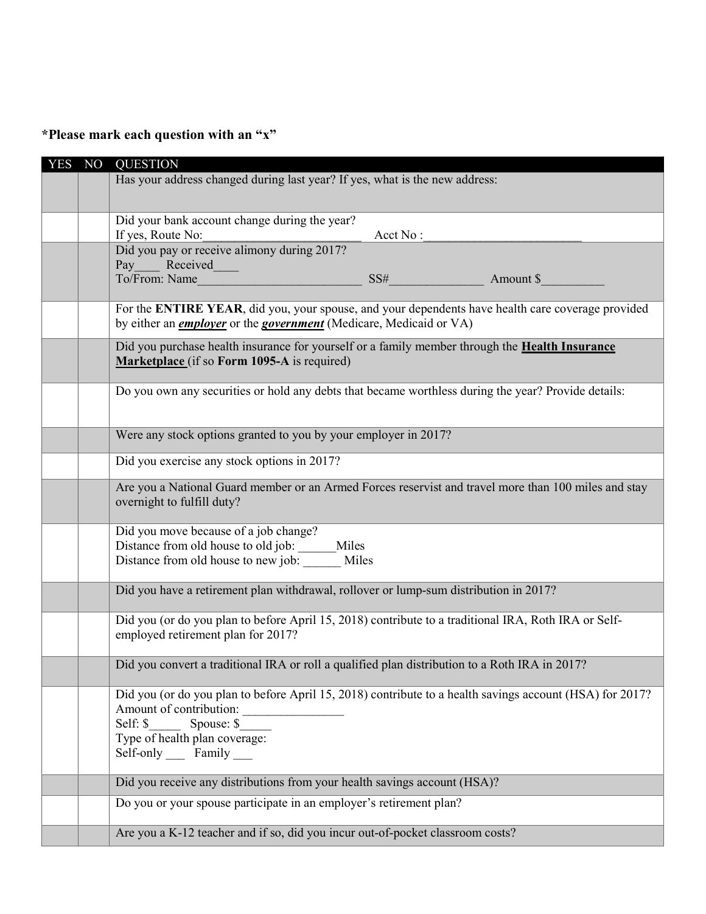**\*Please mark each question with an "x"**

| YES | NO | QUESTION |
|---|---|---|
| | | Has your address changed during last year? If yes, what is the new address: |
| | | Did your bank account change during the year?<br>If yes, Route No:\_\_\_\_\_\_\_\_\_\_\_\_\_\_\_\_\_\_\_\_\_\_\_\_\_ Acct No :\_\_\_\_\_\_\_\_\_\_\_\_\_\_\_\_\_\_\_\_\_\_\_\_\_ |
| | | Did you pay or receive alimony during 2017?<br>Pay\_\_\_\_ Received\_\_\_\_<br>To/From: Name\_\_\_\_\_\_\_\_\_\_\_\_\_\_\_\_\_\_\_\_\_\_\_\_\_\_ SS#\_\_\_\_\_\_\_\_\_\_\_\_\_\_\_ Amount $\_\_\_\_\_\_\_\_\_\_ |
| | | For the **ENTIRE YEAR**, did you, your spouse, and your dependents have health care coverage provided by either an ***employer*** or the ***government*** (Medicare, Medicaid or VA) |
| | | Did you purchase health insurance for yourself or a family member through the **Health Insurance Marketplace** (if so **Form 1095-A** is required) |
| | | Do you own any securities or hold any debts that became worthless during the year? Provide details: |
| | | Were any stock options granted to you by your employer in 2017? |
| | | Did you exercise any stock options in 2017? |
| | | Are you a National Guard member or an Armed Forces reservist and travel more than 100 miles and stay overnight to fulfill duty? |
| | | Did you move because of a job change?<br>Distance from old house to old job: \_\_\_\_\_\_Miles<br>Distance from old house to new job: \_\_\_\_\_\_ Miles |
| | | Did you have a retirement plan withdrawal, rollover or lump-sum distribution in 2017? |
| | | Did you (or do you plan to before April 15, 2018) contribute to a traditional IRA, Roth IRA or Self-employed retirement plan for 2017? |
| | | Did you convert a traditional IRA or roll a qualified plan distribution to a Roth IRA in 2017? |
| | | Did you (or do you plan to before April 15, 2018) contribute to a health savings account (HSA) for 2017?<br>Amount of contribution: \_\_\_\_\_\_\_\_\_\_\_\_\_\_\_\_<br>Self: $\_\_\_\_\_ Spouse: $\_\_\_\_\_<br>Type of health plan coverage:<br>Self-only \_\_\_ Family \_\_\_ |
| | | Did you receive any distributions from your health savings account (HSA)? |
| | | Do you or your spouse participate in an employer's retirement plan? |
| | | Are you a K-12 teacher and if so, did you incur out-of-pocket classroom costs? |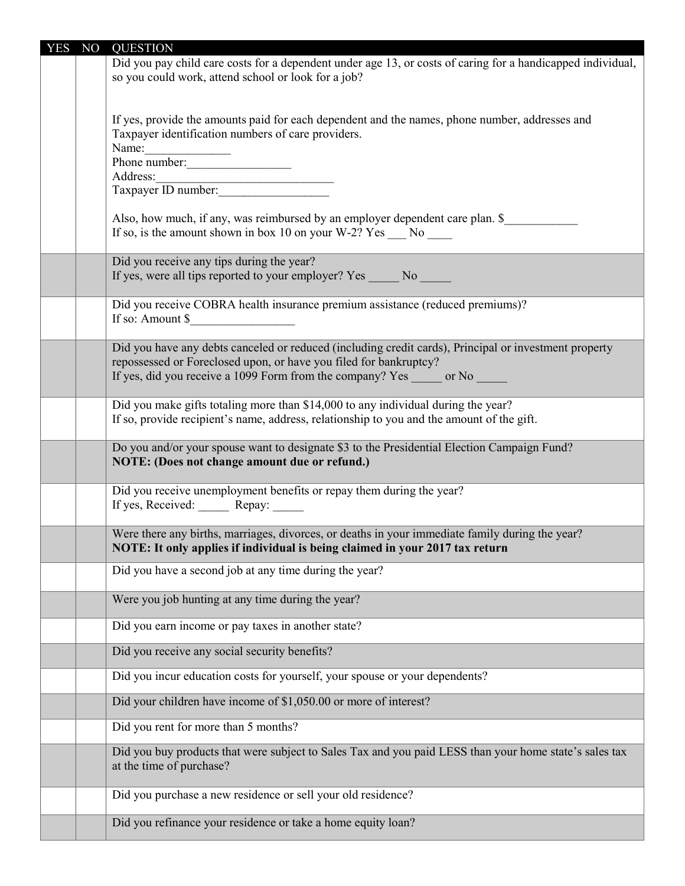| YES | NO | QUESTION |
|---|---|---|
| | | Did you pay child care costs for a dependent under age 13, or costs of caring for a handicapped individual, so you could work, attend school or look for a job?<br><br>If yes, provide the amounts paid for each dependent and the names, phone number, addresses and Taxpayer identification numbers of care providers.<br>Name:______________<br>Phone number:_________________<br>Address:______________________________<br>Taxpayer ID number:__________________<br><br>Also, how much, if any, was reimbursed by an employer dependent care plan. $____________<br>If so, is the amount shown in box 10 on your W-2? Yes ___ No ____ |
| | | Did you receive any tips during the year?<br>If yes, were all tips reported to your employer? Yes _____ No _____ |
| | | Did you receive COBRA health insurance premium assistance (reduced premiums)?<br>If so: Amount $_________________ |
| | | Did you have any debts canceled or reduced (including credit cards), Principal or investment property repossessed or Foreclosed upon, or have you filed for bankruptcy?<br>If yes, did you receive a 1099 Form from the company? Yes _____ or No _____ |
| | | Did you make gifts totaling more than $14,000 to any individual during the year?<br>If so, provide recipient's name, address, relationship to you and the amount of the gift. |
| | | Do you and/or your spouse want to designate $3 to the Presidential Election Campaign Fund?<br>**NOTE: (Does not change amount due or refund.)** |
| | | Did you receive unemployment benefits or repay them during the year?<br>If yes, Received: _____ Repay: _____ |
| | | Were there any births, marriages, divorces, or deaths in your immediate family during the year?<br>**NOTE: It only applies if individual is being claimed in your 2017 tax return** |
| | | Did you have a second job at any time during the year? |
| | | Were you job hunting at any time during the year? |
| | | Did you earn income or pay taxes in another state? |
| | | Did you receive any social security benefits? |
| | | Did you incur education costs for yourself, your spouse or your dependents? |
| | | Did your children have income of $1,050.00 or more of interest? |
| | | Did you rent for more than 5 months? |
| | | Did you buy products that were subject to Sales Tax and you paid LESS than your home state's sales tax at the time of purchase? |
| | | Did you purchase a new residence or sell your old residence? |
| | | Did you refinance your residence or take a home equity loan? |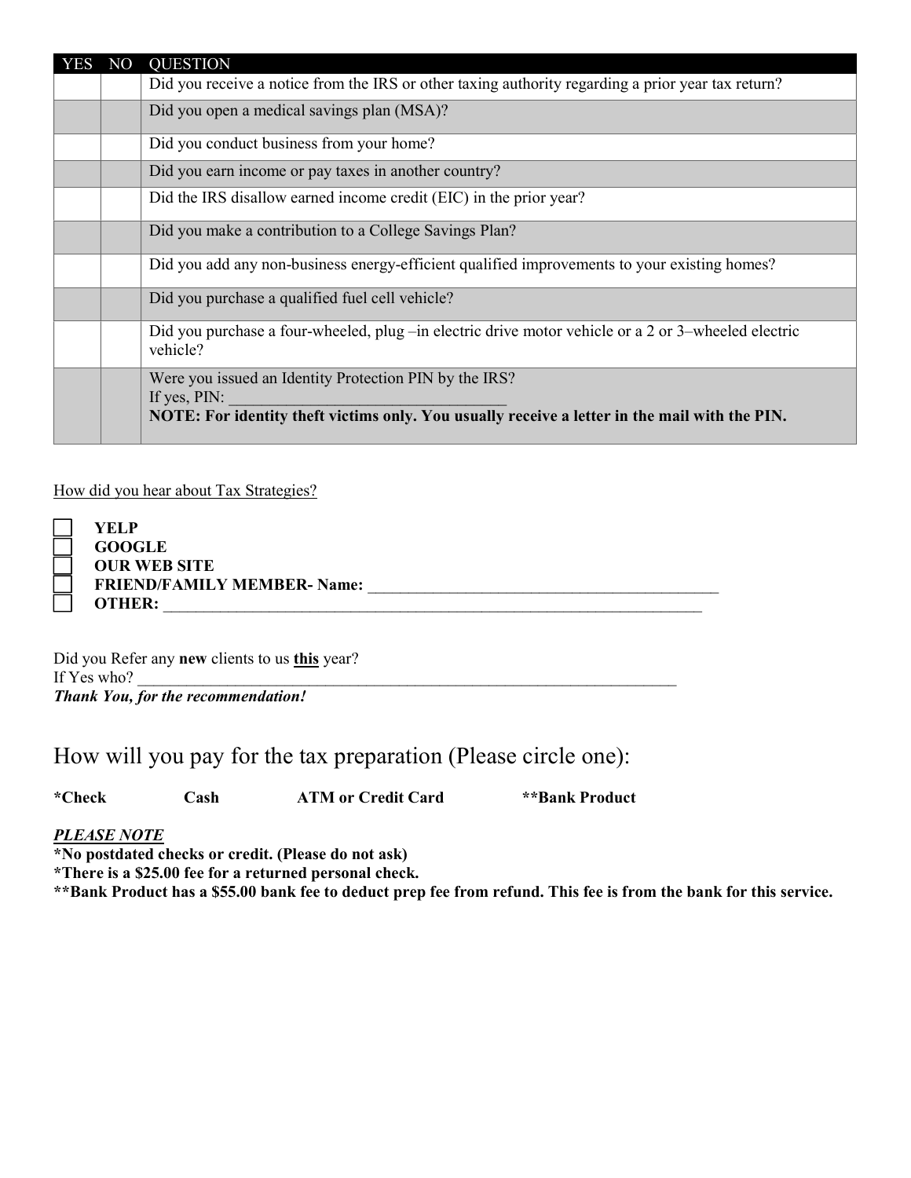| YES | NO | QUESTION |
| --- | --- | --- |
| | | Did you receive a notice from the IRS or other taxing authority regarding a prior year tax return? |
| | | Did you open a medical savings plan (MSA)? |
| | | Did you conduct business from your home? |
| | | Did you earn income or pay taxes in another country? |
| | | Did the IRS disallow earned income credit (EIC) in the prior year? |
| | | Did you make a contribution to a College Savings Plan? |
| | | Did you add any non-business energy-efficient qualified improvements to your existing homes? |
| | | Did you purchase a qualified fuel cell vehicle? |
| | | Did you purchase a four-wheeled, plug –in electric drive motor vehicle or a 2 or 3–wheeled electric vehicle? |
| | | Were you issued an Identity Protection PIN by the IRS?<br>If yes, PIN: ________________________________<br>**NOTE: For identity theft victims only. You usually receive a letter in the mail with the PIN.** |

How did you hear about Tax Strategies?

- ☐ **YELP**
- ☐ **GOOGLE**
- ☐ **OUR WEB SITE**
- ☐ **FRIEND/FAMILY MEMBER- Name:** ____________________________________________
- ☐ **OTHER:** ______________________________________________________________________

Did you Refer any **new** clients to us **this** year?
If Yes who? ______________________________________________________________________
***Thank You, for the recommendation!***

## How will you pay for the tax preparation (Please circle one):

**\*Check** **Cash** **ATM or Credit Card** **\*\*Bank Product**

***PLEASE NOTE***

**\*No postdated checks or credit. (Please do not ask)**
**\*There is a $25.00 fee for a returned personal check.**
**\*\*Bank Product has a $55.00 bank fee to deduct prep fee from refund. This fee is from the bank for this service.**